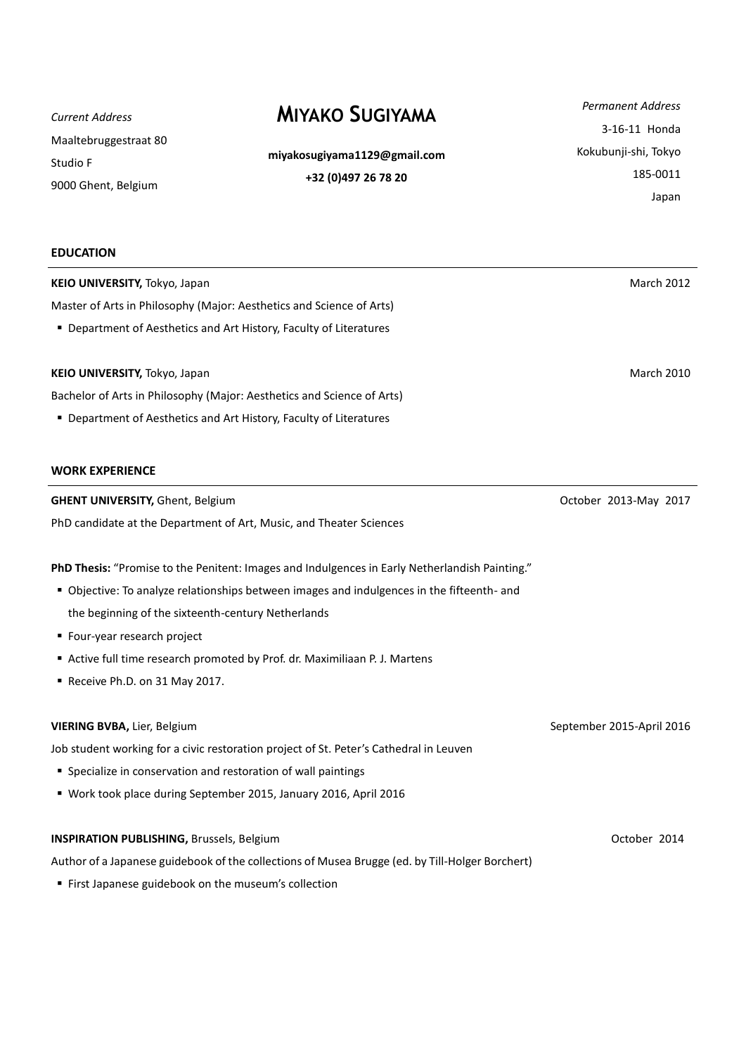# Miyako Sugiyama

*Current Address*
Maaltebruggestraat 80
Studio F
9000 Ghent, Belgium

**miyakosugiyama1129@gmail.com**
**+32 (0)497 26 78 20**

*Permanent Address*
3-16-11 Honda
Kokubunji-shi, Tokyo
185-0011
Japan

## EDUCATION

**KEIO UNIVERSITY,** Tokyo, Japan — March 2012

Master of Arts in Philosophy (Major: Aesthetics and Science of Arts)

- Department of Aesthetics and Art History, Faculty of Literatures

**KEIO UNIVERSITY,** Tokyo, Japan — March 2010

Bachelor of Arts in Philosophy (Major: Aesthetics and Science of Arts)

- Department of Aesthetics and Art History, Faculty of Literatures

## WORK EXPERIENCE

**GHENT UNIVERSITY,** Ghent, Belgium — October 2013-May 2017

PhD candidate at the Department of Art, Music, and Theater Sciences

**PhD Thesis:** "Promise to the Penitent: Images and Indulgences in Early Netherlandish Painting."

- Objective: To analyze relationships between images and indulgences in the fifteenth- and the beginning of the sixteenth-century Netherlands
- Four-year research project
- Active full time research promoted by Prof. dr. Maximiliaan P. J. Martens
- Receive Ph.D. on 31 May 2017.

**VIERING BVBA,** Lier, Belgium — September 2015-April 2016

Job student working for a civic restoration project of St. Peter's Cathedral in Leuven

- Specialize in conservation and restoration of wall paintings
- Work took place during September 2015, January 2016, April 2016

**INSPIRATION PUBLISHING,** Brussels, Belgium — October 2014

Author of a Japanese guidebook of the collections of Musea Brugge (ed. by Till-Holger Borchert)

- First Japanese guidebook on the museum's collection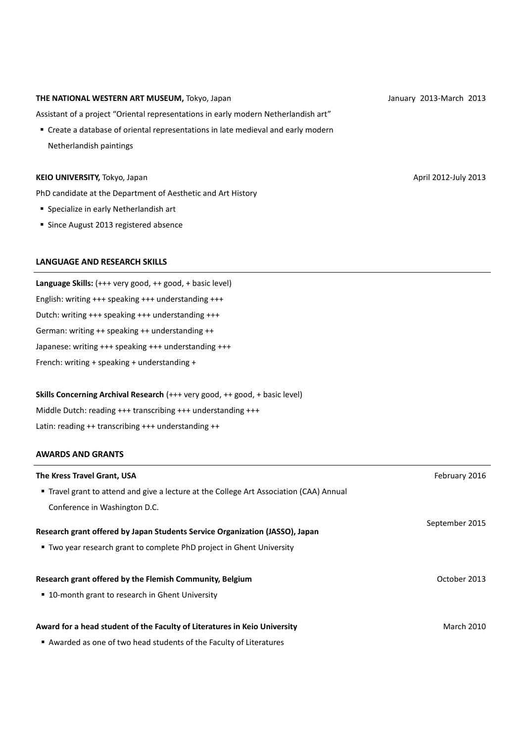**THE NATIONAL WESTERN ART MUSEUM,** Tokyo, Japan January 2013-March 2013

Assistant of a project "Oriental representations in early modern Netherlandish art"

- Create a database of oriental representations in late medieval and early modern Netherlandish paintings

**KEIO UNIVERSITY,** Tokyo, Japan April 2012-July 2013

PhD candidate at the Department of Aesthetic and Art History

- Specialize in early Netherlandish art
- Since August 2013 registered absence

## LANGUAGE AND RESEARCH SKILLS

**Language Skills:** (+++ very good, ++ good, + basic level)

English: writing +++ speaking +++ understanding +++

Dutch: writing +++ speaking +++ understanding +++

German: writing ++ speaking ++ understanding ++

Japanese: writing +++ speaking +++ understanding +++

French: writing + speaking + understanding +

**Skills Concerning Archival Research** (+++ very good, ++ good, + basic level)

Middle Dutch: reading +++ transcribing +++ understanding +++

Latin: reading ++ transcribing +++ understanding ++

## AWARDS AND GRANTS

**The Kress Travel Grant, USA** February 2016

- Travel grant to attend and give a lecture at the College Art Association (CAA) Annual Conference in Washington D.C.

**Research grant offered by Japan Students Service Organization (JASSO), Japan** September 2015

- Two year research grant to complete PhD project in Ghent University

**Research grant offered by the Flemish Community, Belgium** October 2013

- 10-month grant to research in Ghent University

**Award for a head student of the Faculty of Literatures in Keio University** March 2010

- Awarded as one of two head students of the Faculty of Literatures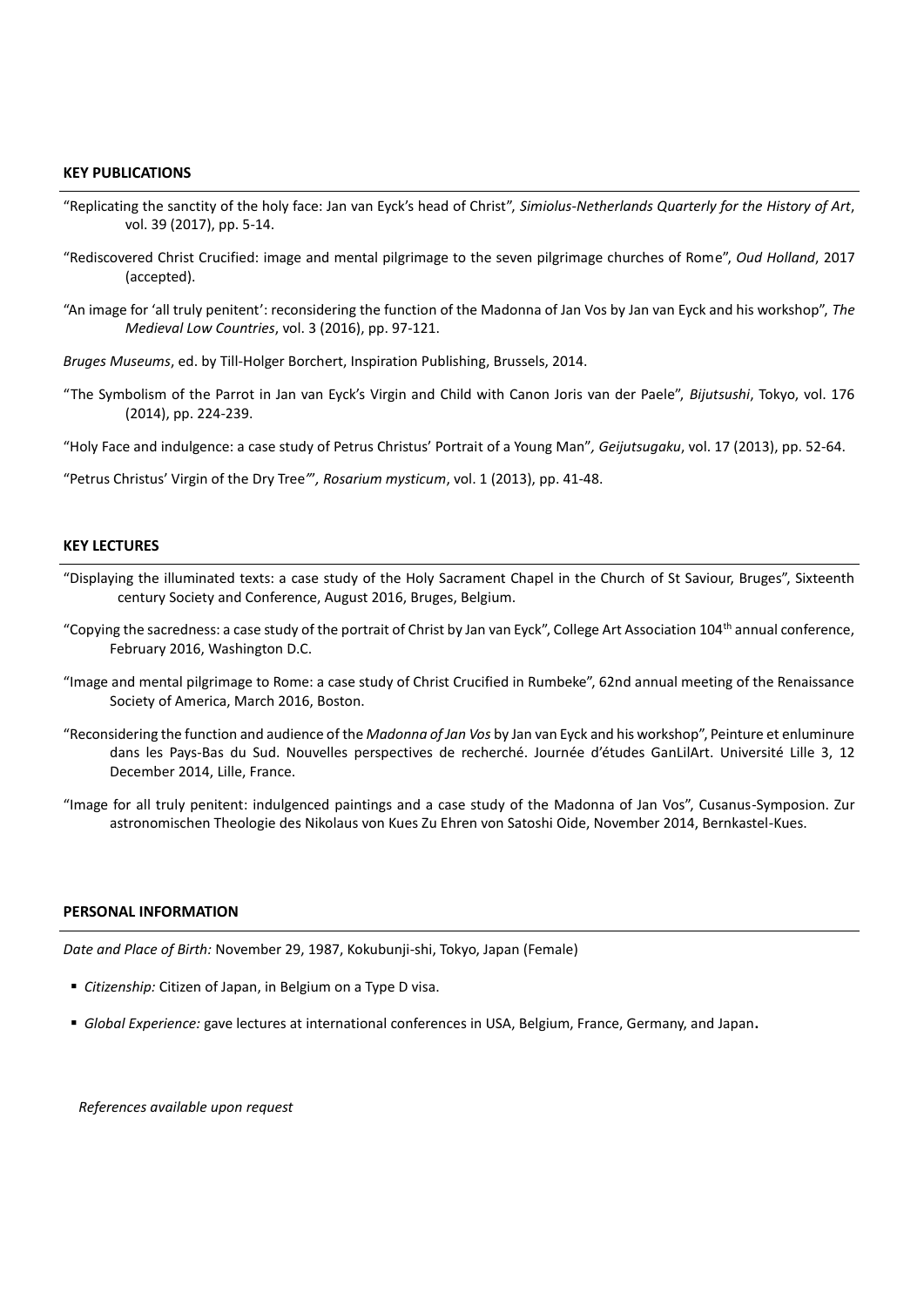## KEY PUBLICATIONS

"Replicating the sanctity of the holy face: Jan van Eyck's head of Christ", *Simiolus-Netherlands Quarterly for the History of Art*, vol. 39 (2017), pp. 5-14.

"Rediscovered Christ Crucified: image and mental pilgrimage to the seven pilgrimage churches of Rome", *Oud Holland*, 2017 (accepted).

"An image for 'all truly penitent': reconsidering the function of the Madonna of Jan Vos by Jan van Eyck and his workshop", *The Medieval Low Countries*, vol. 3 (2016), pp. 97-121.

*Bruges Museums*, ed. by Till-Holger Borchert, Inspiration Publishing, Brussels, 2014.

"The Symbolism of the Parrot in Jan van Eyck's Virgin and Child with Canon Joris van der Paele", *Bijutsushi*, Tokyo, vol. 176 (2014), pp. 224-239.

"Holy Face and indulgence: a case study of Petrus Christus' Portrait of a Young Man", *Geijutsugaku*, vol. 17 (2013), pp. 52-64.

"Petrus Christus' Virgin of the Dry Tree'", *Rosarium mysticum*, vol. 1 (2013), pp. 41-48.

## KEY LECTURES

"Displaying the illuminated texts: a case study of the Holy Sacrament Chapel in the Church of St Saviour, Bruges", Sixteenth century Society and Conference, August 2016, Bruges, Belgium.

"Copying the sacredness: a case study of the portrait of Christ by Jan van Eyck", College Art Association 104th annual conference, February 2016, Washington D.C.

"Image and mental pilgrimage to Rome: a case study of Christ Crucified in Rumbeke", 62nd annual meeting of the Renaissance Society of America, March 2016, Boston.

"Reconsidering the function and audience of the *Madonna of Jan Vos* by Jan van Eyck and his workshop", Peinture et enluminure dans les Pays-Bas du Sud. Nouvelles perspectives de recherché. Journée d'études GanLilArt. Université Lille 3, 12 December 2014, Lille, France.

"Image for all truly penitent: indulgenced paintings and a case study of the Madonna of Jan Vos", Cusanus-Symposion. Zur astronomischen Theologie des Nikolaus von Kues Zu Ehren von Satoshi Oide, November 2014, Bernkastel-Kues.

## PERSONAL INFORMATION

*Date and Place of Birth:* November 29, 1987, Kokubunji-shi, Tokyo, Japan (Female)

- *Citizenship:* Citizen of Japan, in Belgium on a Type D visa.
- *Global Experience:* gave lectures at international conferences in USA, Belgium, France, Germany, and Japan**.**

*References available upon request*